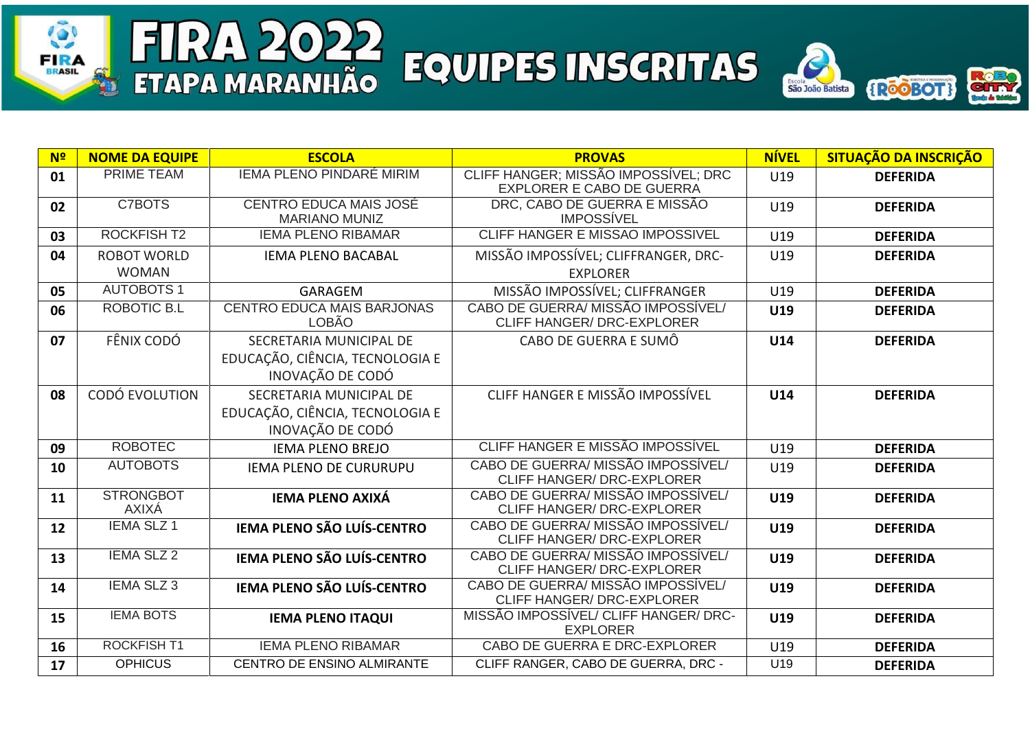# FIRA 2022 ETAPA MARANHÃO EQUIPES INSCRITAS

| Nº | NOME DA EQUIPE | ESCOLA | PROVAS | NÍVEL | SITUAÇÃO DA INSCRIÇÃO |
|---|---|---|---|---|---|
| 01 | PRIME TEAM | IEMA PLENO PINDARÉ MIRIM | CLIFF HANGER; MISSÃO IMPOSSÍVEL; DRC EXPLORER E CABO DE GUERRA | U19 | **DEFERIDA** |
| 02 | C7BOTS | CENTRO EDUCA MAIS JOSÉ MARIANO MUNIZ | DRC, CABO DE GUERRA E MISSÃO IMPOSSÍVEL | U19 | **DEFERIDA** |
| 03 | ROCKFISH T2 | IEMA PLENO RIBAMAR | CLIFF HANGER E MISSAO IMPOSSIVEL | U19 | **DEFERIDA** |
| 04 | ROBOT WORLD WOMAN | IEMA PLENO BACABAL | MISSÃO IMPOSSÍVEL; CLIFFRANGER, DRC-EXPLORER | U19 | **DEFERIDA** |
| 05 | AUTOBOTS 1 | GARAGEM | MISSÃO IMPOSSÍVEL; CLIFFRANGER | U19 | **DEFERIDA** |
| 06 | ROBOTIC B.L | CENTRO EDUCA MAIS BARJONAS LOBÃO | CABO DE GUERRA/ MISSÃO IMPOSSÍVEL/ CLIFF HANGER/ DRC-EXPLORER | **U19** | **DEFERIDA** |
| 07 | FÊNIX CODÓ | SECRETARIA MUNICIPAL DE EDUCAÇÃO, CIÊNCIA, TECNOLOGIA E INOVAÇÃO DE CODÓ | CABO DE GUERRA E SUMÔ | **U14** | **DEFERIDA** |
| 08 | CODÓ EVOLUTION | SECRETARIA MUNICIPAL DE EDUCAÇÃO, CIÊNCIA, TECNOLOGIA E INOVAÇÃO DE CODÓ | CLIFF HANGER E MISSÃO IMPOSSÍVEL | **U14** | **DEFERIDA** |
| 09 | ROBOTEC | IEMA PLENO BREJO | CLIFF HANGER E MISSÃO IMPOSSÍVEL | U19 | **DEFERIDA** |
| 10 | AUTOBOTS | IEMA PLENO DE CURURUPU | CABO DE GUERRA/ MISSÃO IMPOSSÍVEL/ CLIFF HANGER/ DRC-EXPLORER | U19 | **DEFERIDA** |
| 11 | STRONGBOT AXIXÁ | **IEMA PLENO AXIXÁ** | CABO DE GUERRA/ MISSÃO IMPOSSÍVEL/ CLIFF HANGER/ DRC-EXPLORER | **U19** | **DEFERIDA** |
| 12 | IEMA SLZ 1 | **IEMA PLENO SÃO LUÍS-CENTRO** | CABO DE GUERRA/ MISSÃO IMPOSSÍVEL/ CLIFF HANGER/ DRC-EXPLORER | **U19** | **DEFERIDA** |
| 13 | IEMA SLZ 2 | **IEMA PLENO SÃO LUÍS-CENTRO** | CABO DE GUERRA/ MISSÃO IMPOSSÍVEL/ CLIFF HANGER/ DRC-EXPLORER | **U19** | **DEFERIDA** |
| 14 | IEMA SLZ 3 | **IEMA PLENO SÃO LUÍS-CENTRO** | CABO DE GUERRA/ MISSÃO IMPOSSÍVEL/ CLIFF HANGER/ DRC-EXPLORER | **U19** | **DEFERIDA** |
| 15 | IEMA BOTS | **IEMA PLENO ITAQUI** | MISSÃO IMPOSSÍVEL/ CLIFF HANGER/ DRC-EXPLORER | **U19** | **DEFERIDA** |
| 16 | ROCKFISH T1 | IEMA PLENO RIBAMAR | CABO DE GUERRA E DRC-EXPLORER | U19 | **DEFERIDA** |
| 17 | OPHICUS | CENTRO DE ENSINO ALMIRANTE | CLIFF RANGER, CABO DE GUERRA, DRC - | U19 | **DEFERIDA** |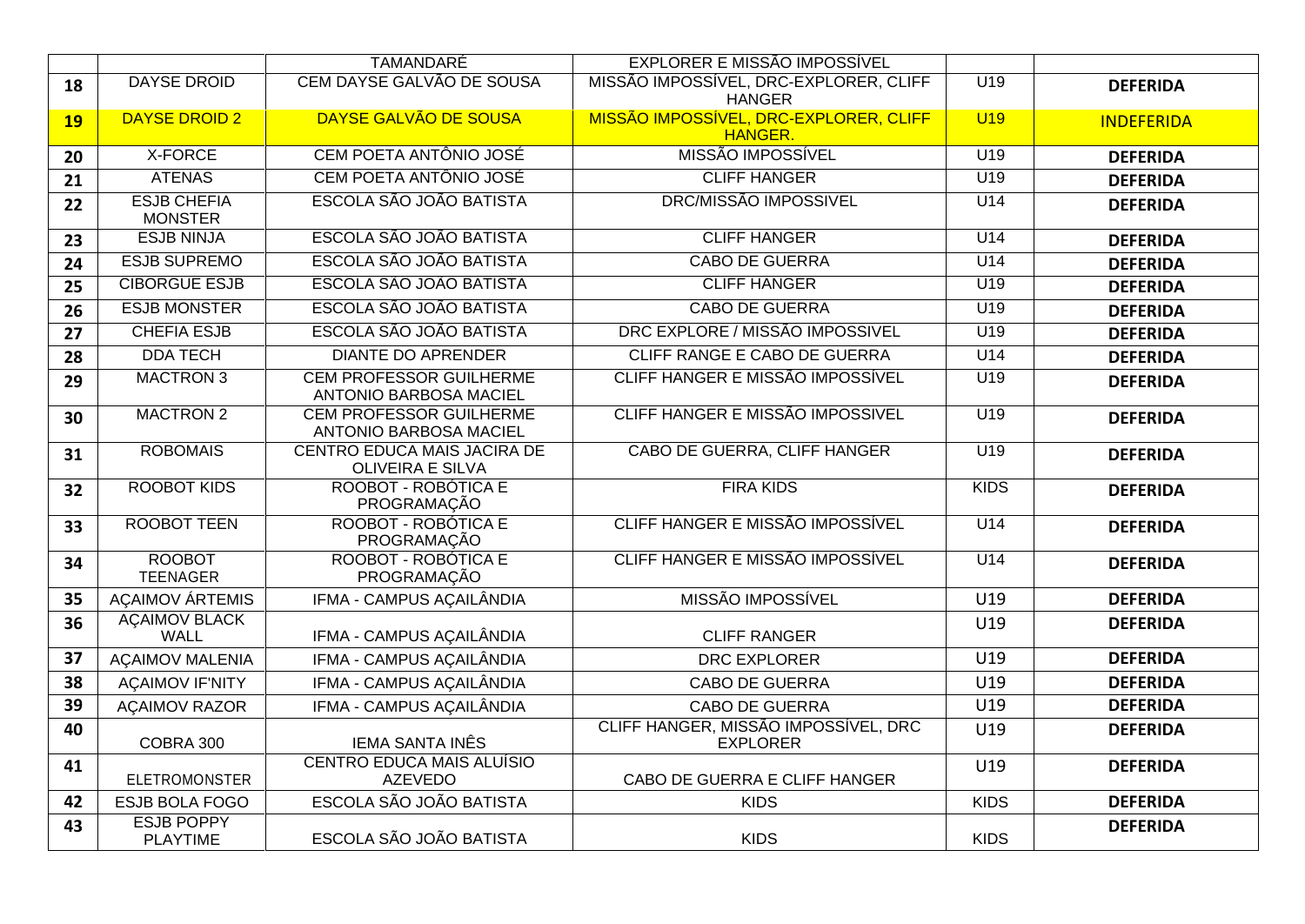| | | | | | |
|---|---|---|---|---|---|
| | | TAMANDARÉ | EXPLORER E MISSÃO IMPOSSÍVEL | | |
| 18 | DAYSE DROID | CEM DAYSE GALVÃO DE SOUSA | MISSÃO IMPOSSÍVEL, DRC-EXPLORER, CLIFF HANGER | U19 | **DEFERIDA** |
| **19** | DAYSE DROID 2 | DAYSE GALVÃO DE SOUSA | MISSÃO IMPOSSÍVEL, DRC-EXPLORER, CLIFF HANGER. | U19 | **INDEFERIDA** |
| 20 | X-FORCE | CEM POETA ANTÔNIO JOSÉ | MISSÃO IMPOSSÍVEL | U19 | **DEFERIDA** |
| 21 | ATENAS | CEM POETA ANTÔNIO JOSÉ | CLIFF HANGER | U19 | **DEFERIDA** |
| 22 | ESJB CHEFIA MONSTER | ESCOLA SÃO JOÃO BATISTA | DRC/MISSÃO IMPOSSIVEL | U14 | **DEFERIDA** |
| 23 | ESJB NINJA | ESCOLA SÃO JOÃO BATISTA | CLIFF HANGER | U14 | **DEFERIDA** |
| 24 | ESJB SUPREMO | ESCOLA SÃO JOÃO BATISTA | CABO DE GUERRA | U14 | **DEFERIDA** |
| 25 | CIBORGUE ESJB | ESCOLA SÃO JOÃO BATISTA | CLIFF HANGER | U19 | **DEFERIDA** |
| 26 | ESJB MONSTER | ESCOLA SÃO JOÃO BATISTA | CABO DE GUERRA | U19 | **DEFERIDA** |
| 27 | CHEFIA ESJB | ESCOLA SÃO JOÃO BATISTA | DRC EXPLORE / MISSÃO IMPOSSIVEL | U19 | **DEFERIDA** |
| 28 | DDA TECH | DIANTE DO APRENDER | CLIFF RANGE E CABO DE GUERRA | U14 | **DEFERIDA** |
| 29 | MACTRON 3 | CEM PROFESSOR GUILHERME ANTONIO BARBOSA MACIEL | CLIFF HANGER E MISSÃO IMPOSSÍVEL | U19 | **DEFERIDA** |
| 30 | MACTRON 2 | CEM PROFESSOR GUILHERME ANTONIO BARBOSA MACIEL | CLIFF HANGER E MISSÃO IMPOSSIVEL | U19 | **DEFERIDA** |
| 31 | ROBOMAIS | CENTRO EDUCA MAIS JACIRA DE OLIVEIRA E SILVA | CABO DE GUERRA, CLIFF HANGER | U19 | **DEFERIDA** |
| 32 | ROOBOT KIDS | ROOBOT - ROBÓTICA E PROGRAMAÇÃO | FIRA KIDS | KIDS | **DEFERIDA** |
| 33 | ROOBOT TEEN | ROOBOT - ROBÓTICA E PROGRAMAÇÃO | CLIFF HANGER E MISSÃO IMPOSSÍVEL | U14 | **DEFERIDA** |
| 34 | ROOBOT TEENAGER | ROOBOT - ROBÓTICA E PROGRAMAÇÃO | CLIFF HANGER E MISSÃO IMPOSSÍVEL | U14 | **DEFERIDA** |
| 35 | AÇAIMOV ÁRTEMIS | IFMA - CAMPUS AÇAILÂNDIA | MISSÃO IMPOSSÍVEL | U19 | **DEFERIDA** |
| 36 | AÇAIMOV BLACK WALL | IFMA - CAMPUS AÇAILÂNDIA | CLIFF RANGER | U19 | **DEFERIDA** |
| 37 | AÇAIMOV MALENIA | IFMA - CAMPUS AÇAILÂNDIA | DRC EXPLORER | U19 | **DEFERIDA** |
| 38 | AÇAIMOV IF'NITY | IFMA - CAMPUS AÇAILÂNDIA | CABO DE GUERRA | U19 | **DEFERIDA** |
| 39 | AÇAIMOV RAZOR | IFMA - CAMPUS AÇAILÂNDIA | CABO DE GUERRA | U19 | **DEFERIDA** |
| 40 | COBRA 300 | IEMA SANTA INÊS | CLIFF HANGER, MISSÃO IMPOSSÍVEL, DRC EXPLORER | U19 | **DEFERIDA** |
| 41 | ELETROMONSTER | CENTRO EDUCA MAIS ALUÍSIO AZEVEDO | CABO DE GUERRA E CLIFF HANGER | U19 | **DEFERIDA** |
| 42 | ESJB BOLA FOGO | ESCOLA SÃO JOÃO BATISTA | KIDS | KIDS | **DEFERIDA** |
| 43 | ESJB POPPY PLAYTIME | ESCOLA SÃO JOÃO BATISTA | KIDS | KIDS | **DEFERIDA** |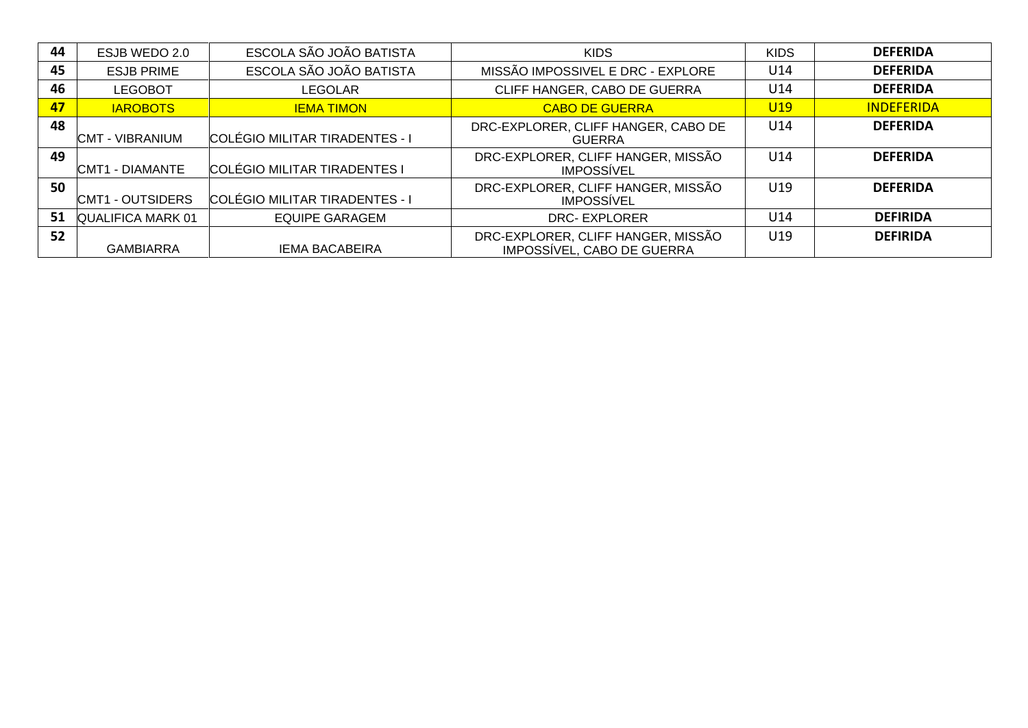| | | | | | |
|---|---|---|---|---|---|
| 44 | ESJB WEDO 2.0 | ESCOLA SÃO JOÃO BATISTA | KIDS | KIDS | **DEFERIDA** |
| 45 | ESJB PRIME | ESCOLA SÃO JOÃO BATISTA | MISSÃO IMPOSSIVEL E DRC - EXPLORE | U14 | **DEFERIDA** |
| 46 | LEGOBOT | LEGOLAR | CLIFF HANGER, CABO DE GUERRA | U14 | **DEFERIDA** |
| 47 | IAROBOTS | IEMA TIMON | CABO DE GUERRA | U19 | INDEFERIDA |
| 48 | CMT - VIBRANIUM | COLÉGIO MILITAR TIRADENTES - I | DRC-EXPLORER, CLIFF HANGER, CABO DE GUERRA | U14 | **DEFERIDA** |
| 49 | CMT1 - DIAMANTE | COLÉGIO MILITAR TIRADENTES I | DRC-EXPLORER, CLIFF HANGER, MISSÃO IMPOSSÍVEL | U14 | **DEFERIDA** |
| 50 | CMT1 - OUTSIDERS | COLÉGIO MILITAR TIRADENTES - I | DRC-EXPLORER, CLIFF HANGER, MISSÃO IMPOSSÍVEL | U19 | **DEFERIDA** |
| 51 | QUALIFICA MARK 01 | EQUIPE GARAGEM | DRC- EXPLORER | U14 | **DEFIRIDA** |
| 52 | GAMBIARRA | IEMA BACABEIRA | DRC-EXPLORER, CLIFF HANGER, MISSÃO IMPOSSÍVEL, CABO DE GUERRA | U19 | **DEFIRIDA** |